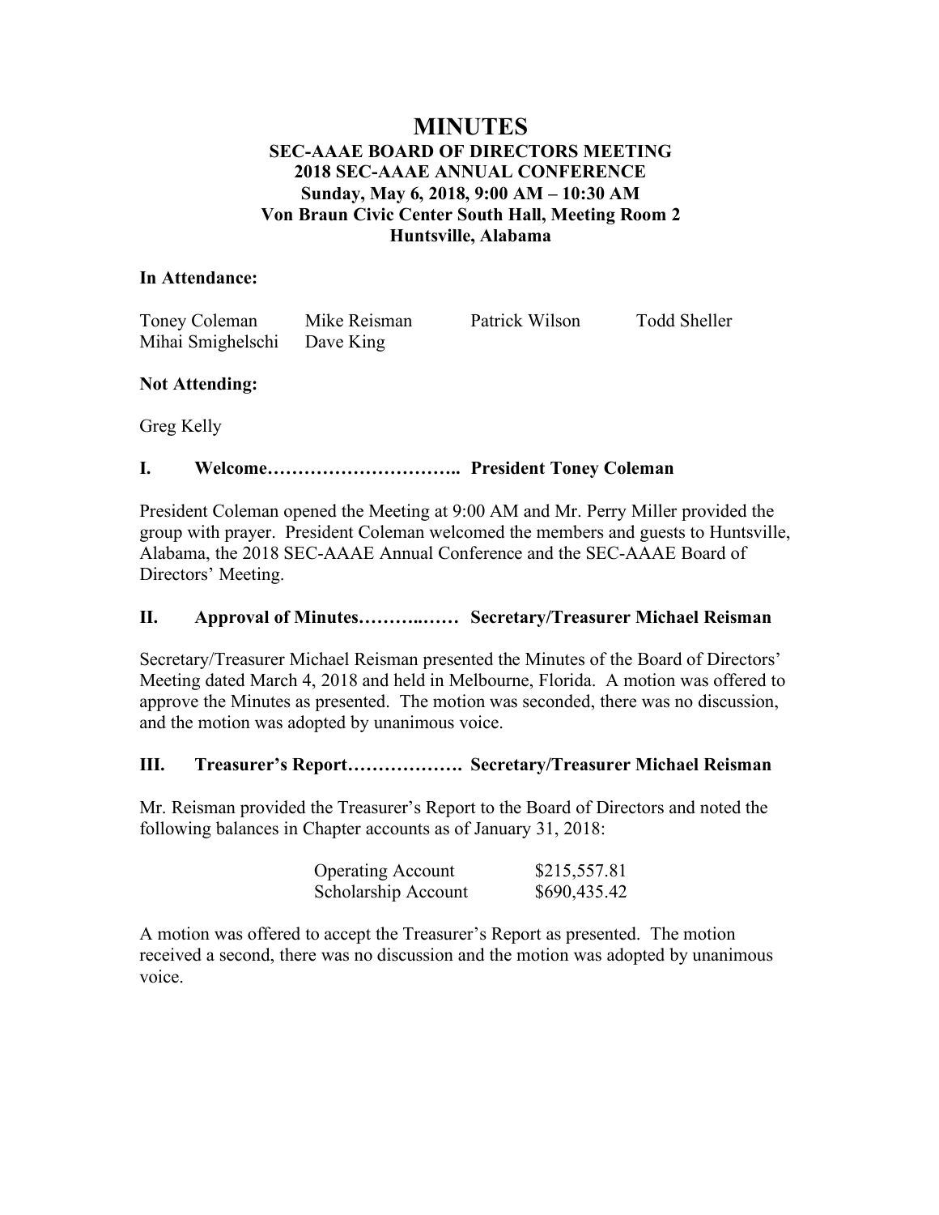# MINUTES

**SEC-AAAE BOARD OF DIRECTORS MEETING**
**2018 SEC-AAAE ANNUAL CONFERENCE**
**Sunday, May 6, 2018, 9:00 AM – 10:30 AM**
**Von Braun Civic Center South Hall, Meeting Room 2**
**Huntsville, Alabama**

**In Attendance:**

| | | | |
|---|---|---|---|
| Toney Coleman | Mike Reisman | Patrick Wilson | Todd Sheller |
| Mihai Smighelschi | Dave King | | |

**Not Attending:**

Greg Kelly

## I. Welcome………………………….. President Toney Coleman

President Coleman opened the Meeting at 9:00 AM and Mr. Perry Miller provided the group with prayer. President Coleman welcomed the members and guests to Huntsville, Alabama, the 2018 SEC-AAAE Annual Conference and the SEC-AAAE Board of Directors' Meeting.

## II. Approval of Minutes………..…… Secretary/Treasurer Michael Reisman

Secretary/Treasurer Michael Reisman presented the Minutes of the Board of Directors' Meeting dated March 4, 2018 and held in Melbourne, Florida. A motion was offered to approve the Minutes as presented. The motion was seconded, there was no discussion, and the motion was adopted by unanimous voice.

## III. Treasurer's Report………………. Secretary/Treasurer Michael Reisman

Mr. Reisman provided the Treasurer's Report to the Board of Directors and noted the following balances in Chapter accounts as of January 31, 2018:

| | |
|---|---|
| Operating Account | $215,557.81 |
| Scholarship Account | $690,435.42 |

A motion was offered to accept the Treasurer's Report as presented. The motion received a second, there was no discussion and the motion was adopted by unanimous voice.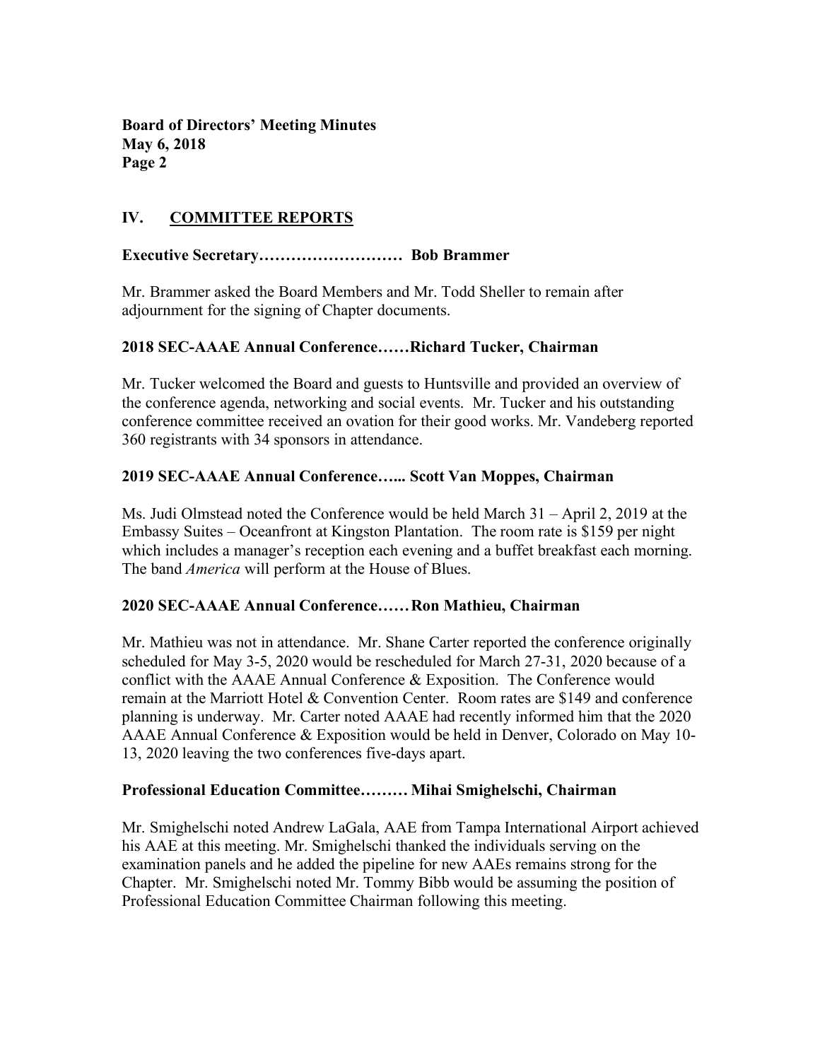## IV. COMMITTEE REPORTS

**Executive Secretary……………………… Bob Brammer**

Mr. Brammer asked the Board Members and Mr. Todd Sheller to remain after adjournment for the signing of Chapter documents.

**2018 SEC-AAAE Annual Conference……Richard Tucker, Chairman**

Mr. Tucker welcomed the Board and guests to Huntsville and provided an overview of the conference agenda, networking and social events. Mr. Tucker and his outstanding conference committee received an ovation for their good works. Mr. Vandeberg reported 360 registrants with 34 sponsors in attendance.

**2019 SEC-AAAE Annual Conference…... Scott Van Moppes, Chairman**

Ms. Judi Olmstead noted the Conference would be held March 31 – April 2, 2019 at the Embassy Suites – Oceanfront at Kingston Plantation. The room rate is $159 per night which includes a manager's reception each evening and a buffet breakfast each morning. The band *America* will perform at the House of Blues.

**2020 SEC-AAAE Annual Conference……Ron Mathieu, Chairman**

Mr. Mathieu was not in attendance. Mr. Shane Carter reported the conference originally scheduled for May 3-5, 2020 would be rescheduled for March 27-31, 2020 because of a conflict with the AAAE Annual Conference & Exposition. The Conference would remain at the Marriott Hotel & Convention Center. Room rates are $149 and conference planning is underway. Mr. Carter noted AAAE had recently informed him that the 2020 AAAE Annual Conference & Exposition would be held in Denver, Colorado on May 10-13, 2020 leaving the two conferences five-days apart.

**Professional Education Committee……… Mihai Smighelschi, Chairman**

Mr. Smighelschi noted Andrew LaGala, AAE from Tampa International Airport achieved his AAE at this meeting. Mr. Smighelschi thanked the individuals serving on the examination panels and he added the pipeline for new AAEs remains strong for the Chapter. Mr. Smighelschi noted Mr. Tommy Bibb would be assuming the position of Professional Education Committee Chairman following this meeting.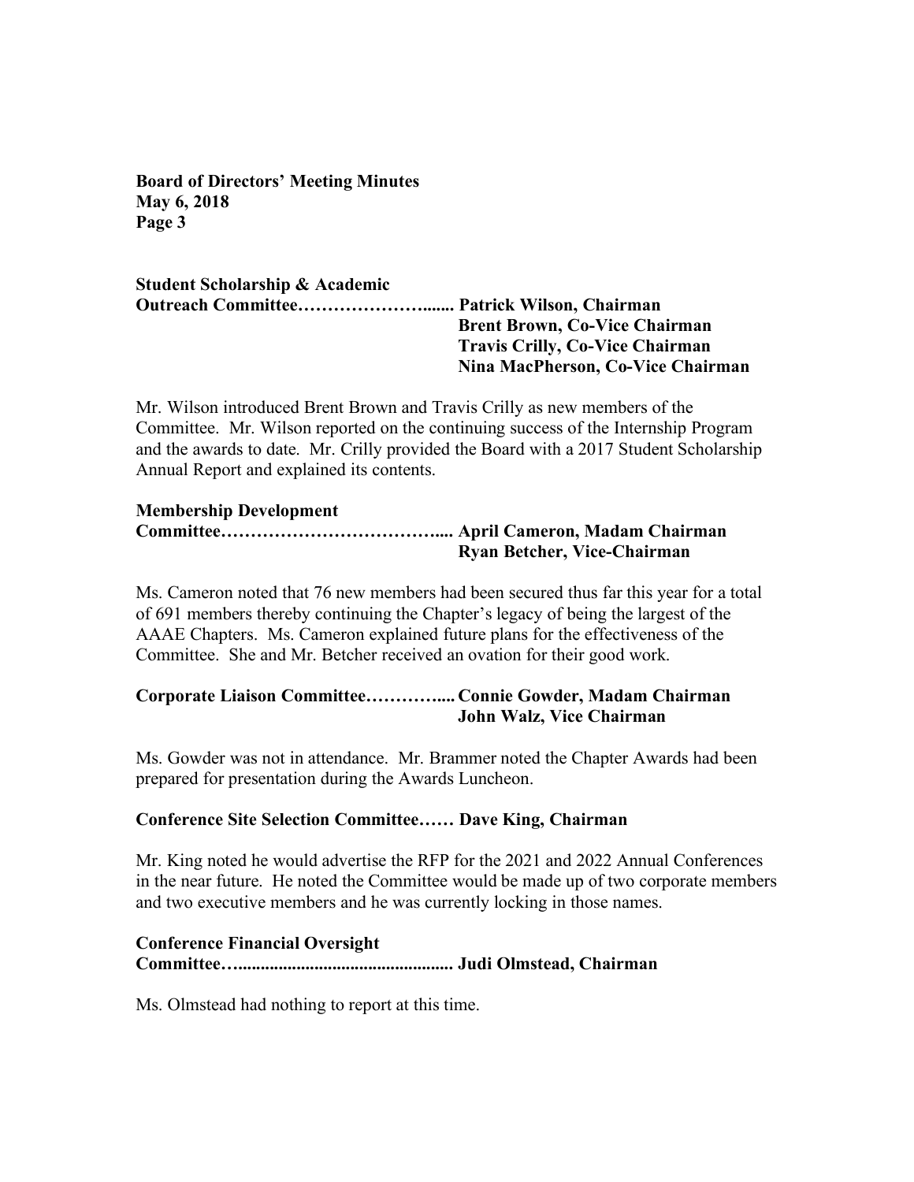**Student Scholarship & Academic Outreach Committee……………………...... Patrick Wilson, Chairman**
**Brent Brown, Co-Vice Chairman**
**Travis Crilly, Co-Vice Chairman**
**Nina MacPherson, Co-Vice Chairman**

Mr. Wilson introduced Brent Brown and Travis Crilly as new members of the Committee. Mr. Wilson reported on the continuing success of the Internship Program and the awards to date. Mr. Crilly provided the Board with a 2017 Student Scholarship Annual Report and explained its contents.

**Membership Development Committee……………………………….... April Cameron, Madam Chairman**
**Ryan Betcher, Vice-Chairman**

Ms. Cameron noted that 76 new members had been secured thus far this year for a total of 691 members thereby continuing the Chapter's legacy of being the largest of the AAAE Chapters. Ms. Cameron explained future plans for the effectiveness of the Committee. She and Mr. Betcher received an ovation for their good work.

**Corporate Liaison Committee…………..... Connie Gowder, Madam Chairman**
**John Walz, Vice Chairman**

Ms. Gowder was not in attendance. Mr. Brammer noted the Chapter Awards had been prepared for presentation during the Awards Luncheon.

**Conference Site Selection Committee…… Dave King, Chairman**

Mr. King noted he would advertise the RFP for the 2021 and 2022 Annual Conferences in the near future. He noted the Committee would be made up of two corporate members and two executive members and he was currently locking in those names.

**Conference Financial Oversight Committee…............................................... Judi Olmstead, Chairman**

Ms. Olmstead had nothing to report at this time.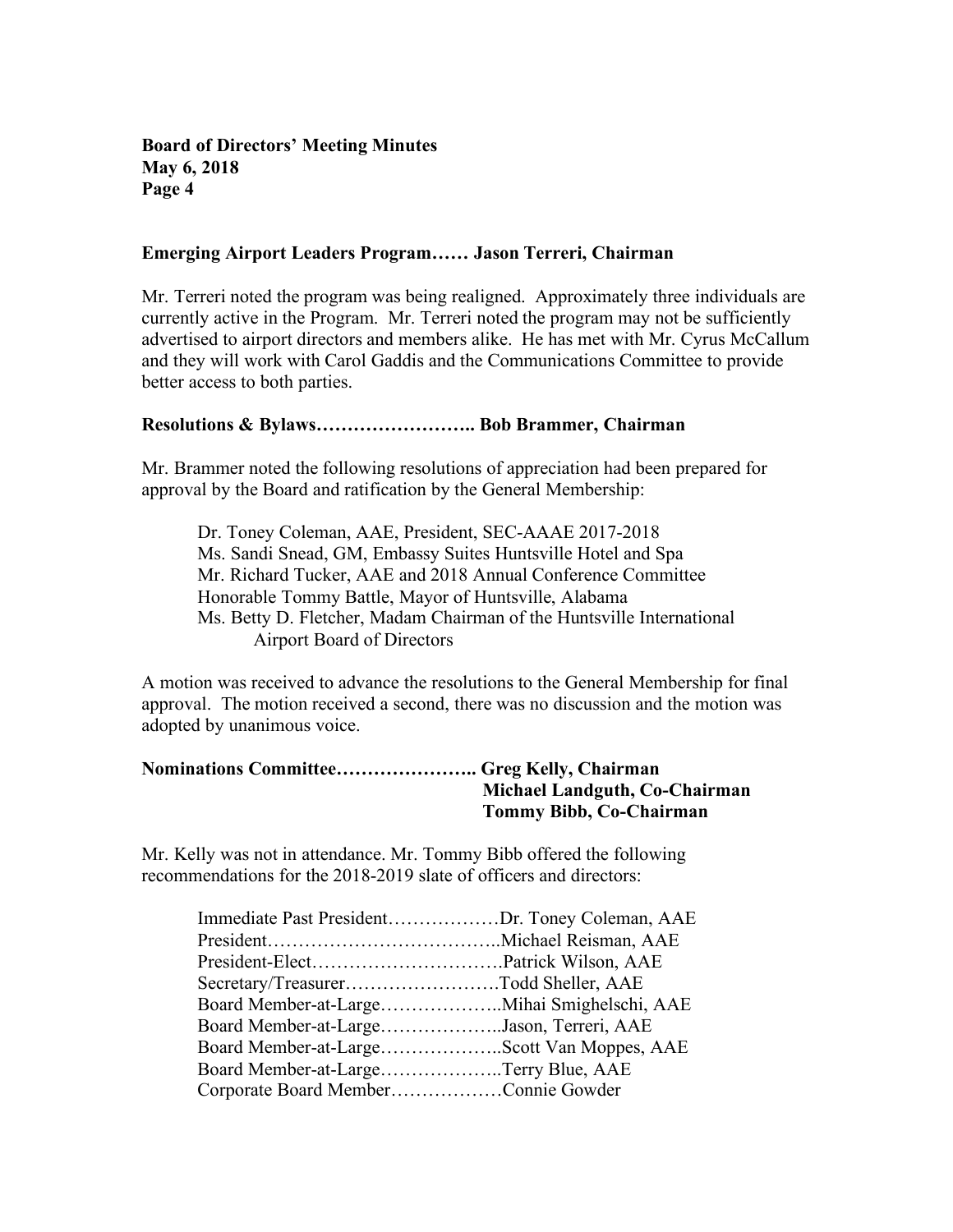**Emerging Airport Leaders Program…… Jason Terreri, Chairman**

Mr. Terreri noted the program was being realigned. Approximately three individuals are currently active in the Program. Mr. Terreri noted the program may not be sufficiently advertised to airport directors and members alike. He has met with Mr. Cyrus McCallum and they will work with Carol Gaddis and the Communications Committee to provide better access to both parties.

**Resolutions & Bylaws…………………….. Bob Brammer, Chairman**

Mr. Brammer noted the following resolutions of appreciation had been prepared for approval by the Board and ratification by the General Membership:

Dr. Toney Coleman, AAE, President, SEC-AAAE 2017-2018
Ms. Sandi Snead, GM, Embassy Suites Huntsville Hotel and Spa
Mr. Richard Tucker, AAE and 2018 Annual Conference Committee
Honorable Tommy Battle, Mayor of Huntsville, Alabama
Ms. Betty D. Fletcher, Madam Chairman of the Huntsville International Airport Board of Directors

A motion was received to advance the resolutions to the General Membership for final approval. The motion received a second, there was no discussion and the motion was adopted by unanimous voice.

**Nominations Committee………………….. Greg Kelly, Chairman**
**Michael Landguth, Co-Chairman**
**Tommy Bibb, Co-Chairman**

Mr. Kelly was not in attendance. Mr. Tommy Bibb offered the following recommendations for the 2018-2019 slate of officers and directors:

Immediate Past President………………Dr. Toney Coleman, AAE
President………………………………..Michael Reisman, AAE
President-Elect………………………….Patrick Wilson, AAE
Secretary/Treasurer…………………….Todd Sheller, AAE
Board Member-at-Large………………..Mihai Smighelschi, AAE
Board Member-at-Large………………..Jason, Terreri, AAE
Board Member-at-Large………………..Scott Van Moppes, AAE
Board Member-at-Large………………..Terry Blue, AAE
Corporate Board Member………………Connie Gowder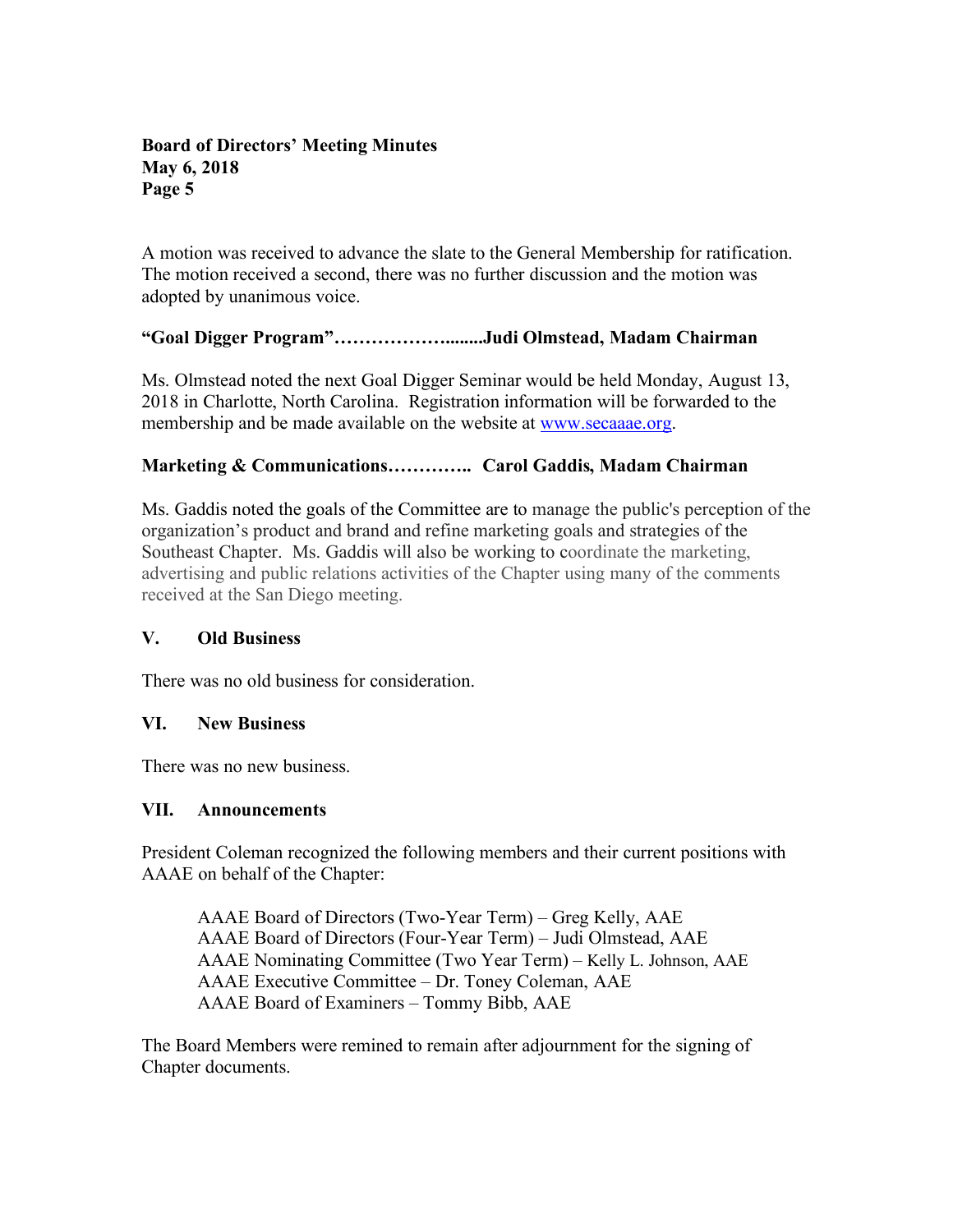A motion was received to advance the slate to the General Membership for ratification. The motion received a second, there was no further discussion and the motion was adopted by unanimous voice.

**"Goal Digger Program"……………….........Judi Olmstead, Madam Chairman**

Ms. Olmstead noted the next Goal Digger Seminar would be held Monday, August 13, 2018 in Charlotte, North Carolina. Registration information will be forwarded to the membership and be made available on the website at www.secaaae.org.

**Marketing & Communications………….. Carol Gaddis, Madam Chairman**

Ms. Gaddis noted the goals of the Committee are to manage the public's perception of the organization's product and brand and refine marketing goals and strategies of the Southeast Chapter. Ms. Gaddis will also be working to coordinate the marketing, advertising and public relations activities of the Chapter using many of the comments received at the San Diego meeting.

## V. Old Business

There was no old business for consideration.

## VI. New Business

There was no new business.

## VII. Announcements

President Coleman recognized the following members and their current positions with AAAE on behalf of the Chapter:

AAAE Board of Directors (Two-Year Term) – Greg Kelly, AAE
AAAE Board of Directors (Four-Year Term) – Judi Olmstead, AAE
AAAE Nominating Committee (Two Year Term) – Kelly L. Johnson, AAE
AAAE Executive Committee – Dr. Toney Coleman, AAE
AAAE Board of Examiners – Tommy Bibb, AAE

The Board Members were remined to remain after adjournment for the signing of Chapter documents.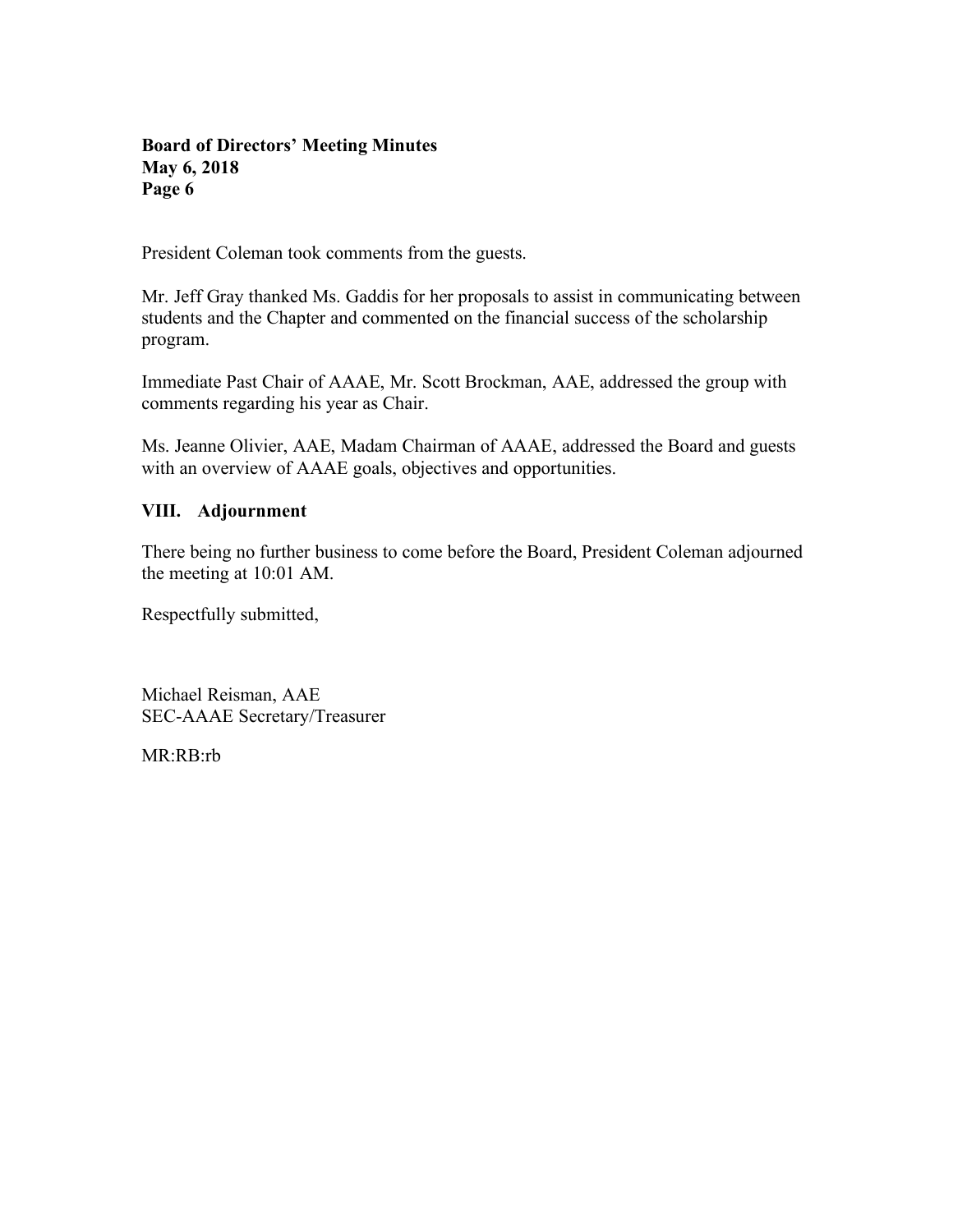President Coleman took comments from the guests.

Mr. Jeff Gray thanked Ms. Gaddis for her proposals to assist in communicating between students and the Chapter and commented on the financial success of the scholarship program.

Immediate Past Chair of AAAE, Mr. Scott Brockman, AAE, addressed the group with comments regarding his year as Chair.

Ms. Jeanne Olivier, AAE, Madam Chairman of AAAE, addressed the Board and guests with an overview of AAAE goals, objectives and opportunities.

## VIII. Adjournment

There being no further business to come before the Board, President Coleman adjourned the meeting at 10:01 AM.

Respectfully submitted,

Michael Reisman, AAE
SEC-AAAE Secretary/Treasurer

MR:RB:rb